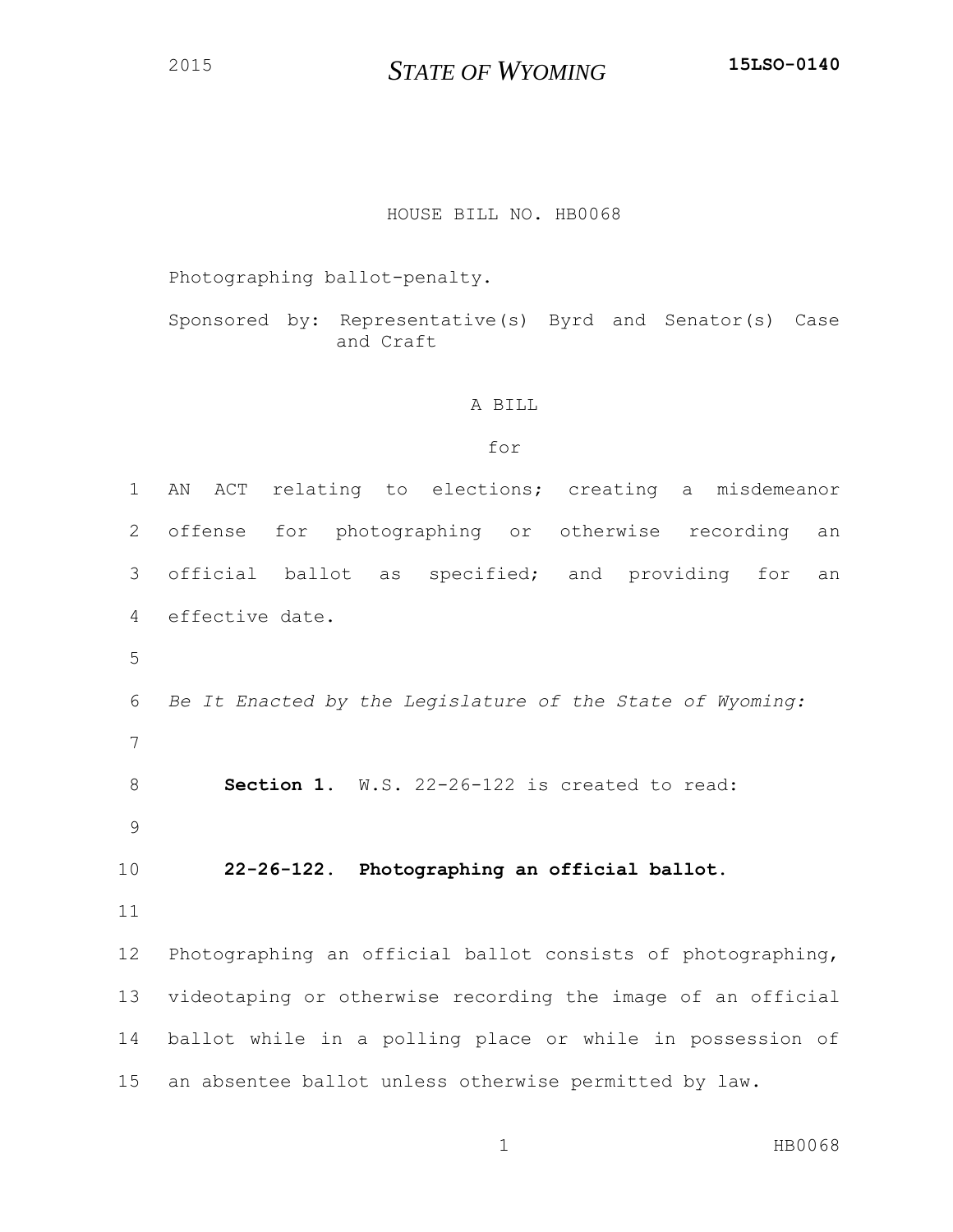2015 **STATE OF WYOMING** **15LSO-0140**

HOUSE BILL NO. HB0068

Photographing ballot-penalty.

Sponsored by: Representative(s) Byrd and Senator(s) Case and Craft

A BILL

for

AN ACT relating to elections; creating a misdemeanor offense for photographing or otherwise recording an official ballot as specified; and providing for an effective date.

*Be It Enacted by the Legislature of the State of Wyoming:*

**Section 1.** W.S. 22-26-122 is created to read:

**22-26-122. Photographing an official ballot.**

Photographing an official ballot consists of photographing, videotaping or otherwise recording the image of an official ballot while in a polling place or while in possession of an absentee ballot unless otherwise permitted by law.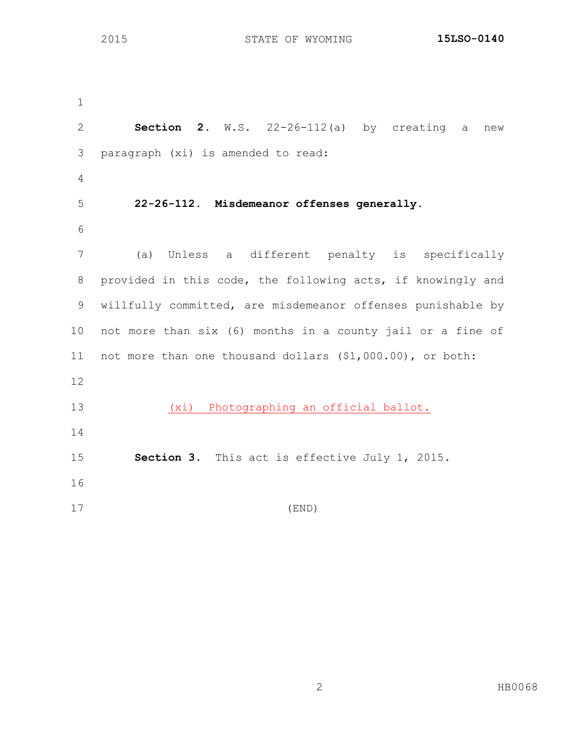**Section 2.** W.S. 22-26-112(a) by creating a new paragraph (xi) is amended to read:

**22-26-112. Misdemeanor offenses generally.**

(a) Unless a different penalty is specifically provided in this code, the following acts, if knowingly and willfully committed, are misdemeanor offenses punishable by not more than six (6) months in a county jail or a fine of not more than one thousand dollars ($1,000.00), or both:

(xi) Photographing an official ballot.

**Section 3.** This act is effective July 1, 2015.

(END)